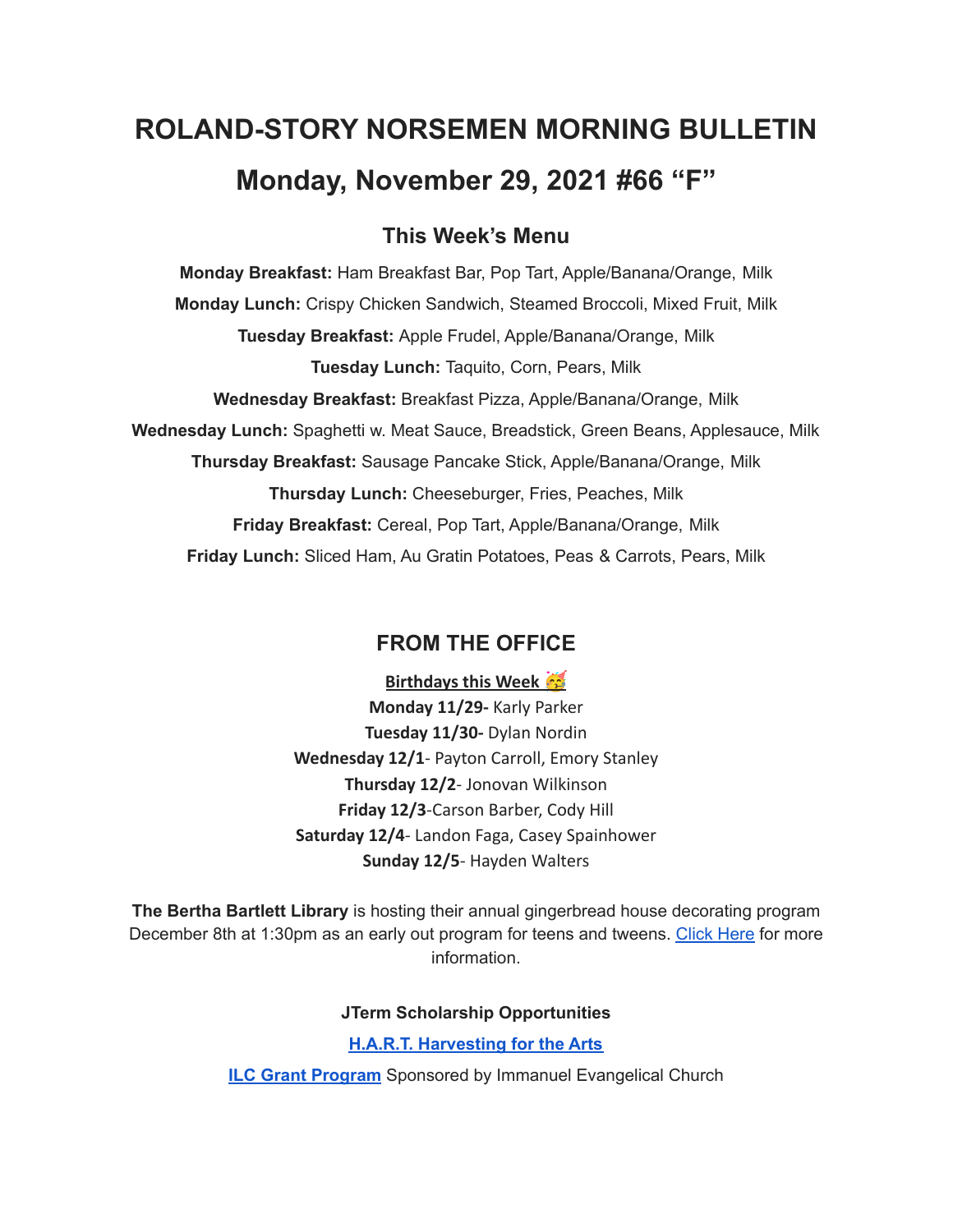# ROLAND-STORY NORSEMEN MORNING BULLETIN

# Monday, November 29, 2021 #66 "F"

## This Week's Menu

**Monday Breakfast:** Ham Breakfast Bar, Pop Tart, Apple/Banana/Orange, Milk

**Monday Lunch:** Crispy Chicken Sandwich, Steamed Broccoli, Mixed Fruit, Milk

**Tuesday Breakfast:** Apple Frudel, Apple/Banana/Orange, Milk

**Tuesday Lunch:** Taquito, Corn, Pears, Milk

**Wednesday Breakfast:** Breakfast Pizza, Apple/Banana/Orange, Milk

**Wednesday Lunch:** Spaghetti w. Meat Sauce, Breadstick, Green Beans, Applesauce, Milk

**Thursday Breakfast:** Sausage Pancake Stick, Apple/Banana/Orange, Milk

**Thursday Lunch:** Cheeseburger, Fries, Peaches, Milk

**Friday Breakfast:** Cereal, Pop Tart, Apple/Banana/Orange, Milk

**Friday Lunch:** Sliced Ham, Au Gratin Potatoes, Peas & Carrots, Pears, Milk

## FROM THE OFFICE

**Birthdays this Week 🥳**

**Monday 11/29-** Karly Parker

**Tuesday 11/30-** Dylan Nordin

**Wednesday 12/1**- Payton Carroll, Emory Stanley

**Thursday 12/2**- Jonovan Wilkinson

**Friday 12/3**-Carson Barber, Cody Hill

**Saturday 12/4**- Landon Faga, Casey Spainhower

**Sunday 12/5**- Hayden Walters

**The Bertha Bartlett Library** is hosting their annual gingerbread house decorating program December 8th at 1:30pm as an early out program for teens and tweens. Click Here for more information.

**JTerm Scholarship Opportunities**

**H.A.R.T. Harvesting for the Arts**

**ILC Grant Program** Sponsored by Immanuel Evangelical Church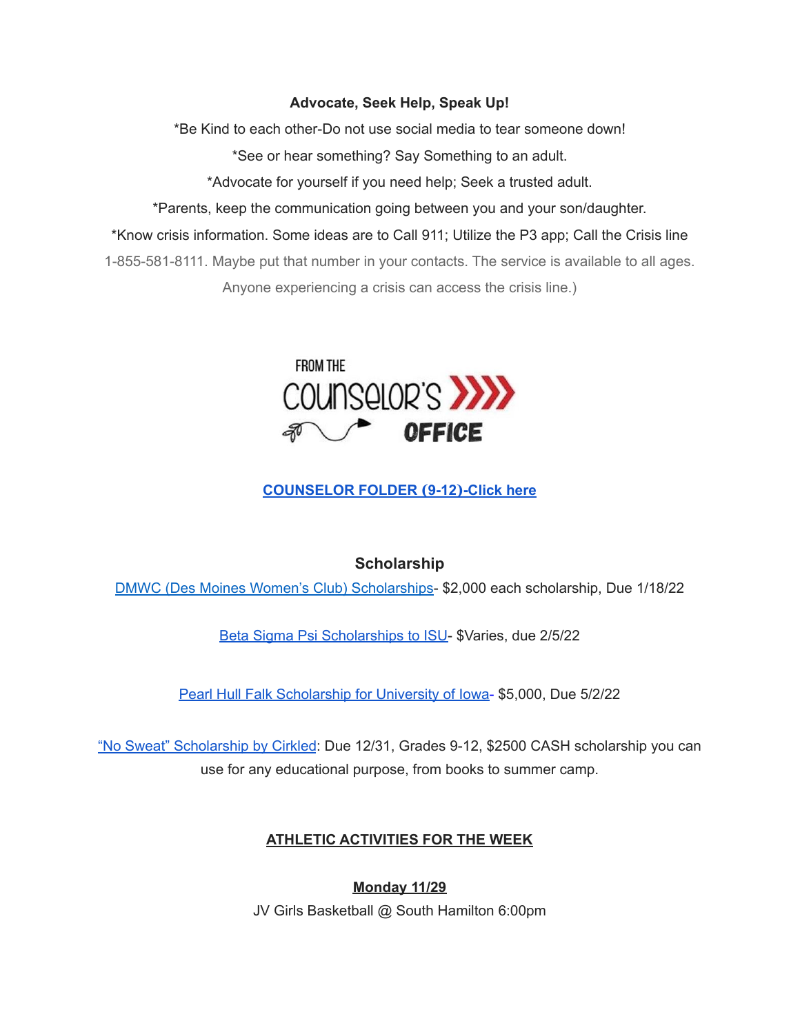**Advocate, Seek Help, Speak Up!**

*Be Kind to each other-Do not use social media to tear someone down!

*See or hear something? Say Something to an adult.

*Advocate for yourself if you need help; Seek a trusted adult.

*Parents, keep the communication going between you and your son/daughter.

*Know crisis information. Some ideas are to Call 911; Utilize the P3 app; Call the Crisis line 1-855-581-8111. Maybe put that number in your contacts. The service is available to all ages. Anyone experiencing a crisis can access the crisis line.)

FROM THE COUNSELOR'S OFFICE

**COUNSELOR FOLDER (9-12)-Click here**

## Scholarship

DMWC (Des Moines Women's Club) Scholarships- $2,000 each scholarship, Due 1/18/22

Beta Sigma Psi Scholarships to ISU- $Varies, due 2/5/22

Pearl Hull Falk Scholarship for University of Iowa- $5,000, Due 5/2/22

"No Sweat" Scholarship by Cirkled: Due 12/31, Grades 9-12, $2500 CASH scholarship you can use for any educational purpose, from books to summer camp.

## ATHLETIC ACTIVITIES FOR THE WEEK

**Monday 11/29**

JV Girls Basketball @ South Hamilton 6:00pm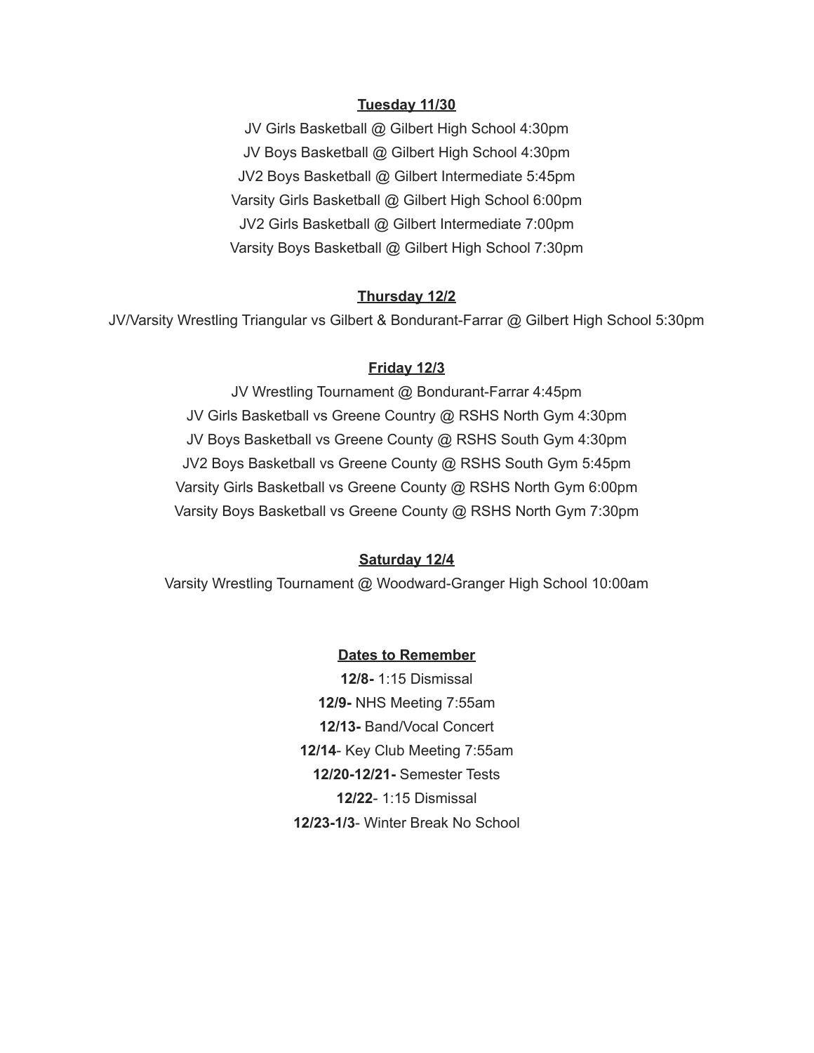**Tuesday 11/30**

JV Girls Basketball @ Gilbert High School 4:30pm
JV Boys Basketball @ Gilbert High School 4:30pm
JV2 Boys Basketball @ Gilbert Intermediate 5:45pm
Varsity Girls Basketball @ Gilbert High School 6:00pm
JV2 Girls Basketball @ Gilbert Intermediate 7:00pm
Varsity Boys Basketball @ Gilbert High School 7:30pm

**Thursday 12/2**

JV/Varsity Wrestling Triangular vs Gilbert & Bondurant-Farrar @ Gilbert High School 5:30pm

**Friday 12/3**

JV Wrestling Tournament @ Bondurant-Farrar 4:45pm
JV Girls Basketball vs Greene Country @ RSHS North Gym 4:30pm
JV Boys Basketball vs Greene County @ RSHS South Gym 4:30pm
JV2 Boys Basketball vs Greene County @ RSHS South Gym 5:45pm
Varsity Girls Basketball vs Greene County @ RSHS North Gym 6:00pm
Varsity Boys Basketball vs Greene County @ RSHS North Gym 7:30pm

**Saturday 12/4**

Varsity Wrestling Tournament @ Woodward-Granger High School 10:00am

**Dates to Remember**

**12/8-** 1:15 Dismissal
**12/9-** NHS Meeting 7:55am
**12/13-** Band/Vocal Concert
**12/14**- Key Club Meeting 7:55am
**12/20-12/21-** Semester Tests
**12/22**- 1:15 Dismissal
**12/23-1/3**- Winter Break No School